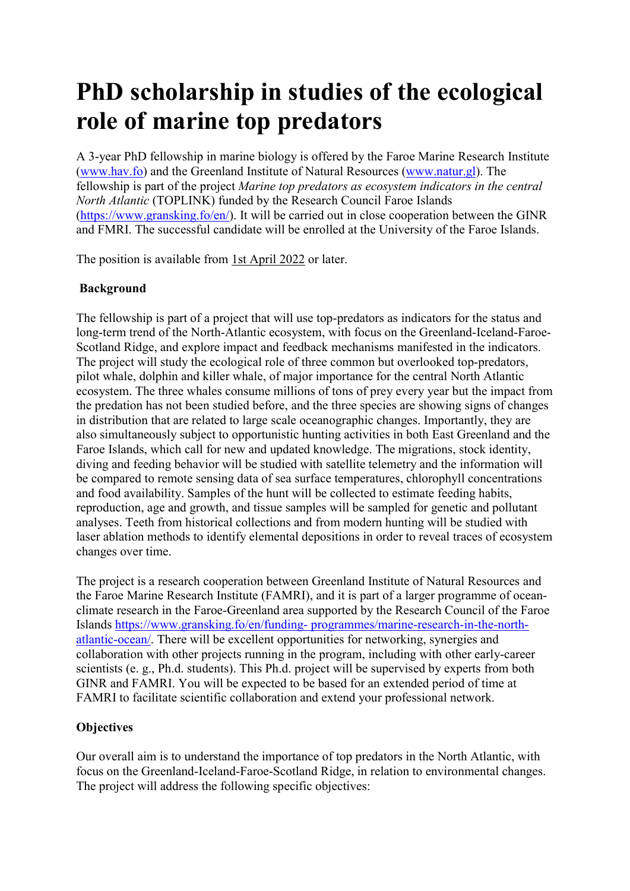# PhD scholarship in studies of the ecological role of marine top predators

A 3-year PhD fellowship in marine biology is offered by the Faroe Marine Research Institute ([www.hav.fo](www.hav.fo)) and the Greenland Institute of Natural Resources ([www.natur.gl](www.natur.gl)). The fellowship is part of the project *Marine top predators as ecosystem indicators in the central North Atlantic* (TOPLINK) funded by the Research Council Faroe Islands ([https://www.gransking.fo/en/](https://www.gransking.fo/en/)). It will be carried out in close cooperation between the GINR and FMRI. The successful candidate will be enrolled at the University of the Faroe Islands.

The position is available from 1st April 2022 or later.

**Background**

The fellowship is part of a project that will use top-predators as indicators for the status and long-term trend of the North-Atlantic ecosystem, with focus on the Greenland-Iceland-Faroe-Scotland Ridge, and explore impact and feedback mechanisms manifested in the indicators. The project will study the ecological role of three common but overlooked top-predators, pilot whale, dolphin and killer whale, of major importance for the central North Atlantic ecosystem. The three whales consume millions of tons of prey every year but the impact from the predation has not been studied before, and the three species are showing signs of changes in distribution that are related to large scale oceanographic changes. Importantly, they are also simultaneously subject to opportunistic hunting activities in both East Greenland and the Faroe Islands, which call for new and updated knowledge. The migrations, stock identity, diving and feeding behavior will be studied with satellite telemetry and the information will be compared to remote sensing data of sea surface temperatures, chlorophyll concentrations and food availability. Samples of the hunt will be collected to estimate feeding habits, reproduction, age and growth, and tissue samples will be sampled for genetic and pollutant analyses. Teeth from historical collections and from modern hunting will be studied with laser ablation methods to identify elemental depositions in order to reveal traces of ecosystem changes over time.

The project is a research cooperation between Greenland Institute of Natural Resources and the Faroe Marine Research Institute (FAMRI), and it is part of a larger programme of ocean-climate research in the Faroe-Greenland area supported by the Research Council of the Faroe Islands [https://www.gransking.fo/en/funding- programmes/marine-research-in-the-north-atlantic-ocean/](https://www.gransking.fo/en/funding-programmes/marine-research-in-the-north-atlantic-ocean/). There will be excellent opportunities for networking, synergies and collaboration with other projects running in the program, including with other early-career scientists (e. g., Ph.d. students). This Ph.d. project will be supervised by experts from both GINR and FAMRI. You will be expected to be based for an extended period of time at FAMRI to facilitate scientific collaboration and extend your professional network.

**Objectives**

Our overall aim is to understand the importance of top predators in the North Atlantic, with focus on the Greenland-Iceland-Faroe-Scotland Ridge, in relation to environmental changes. The project will address the following specific objectives: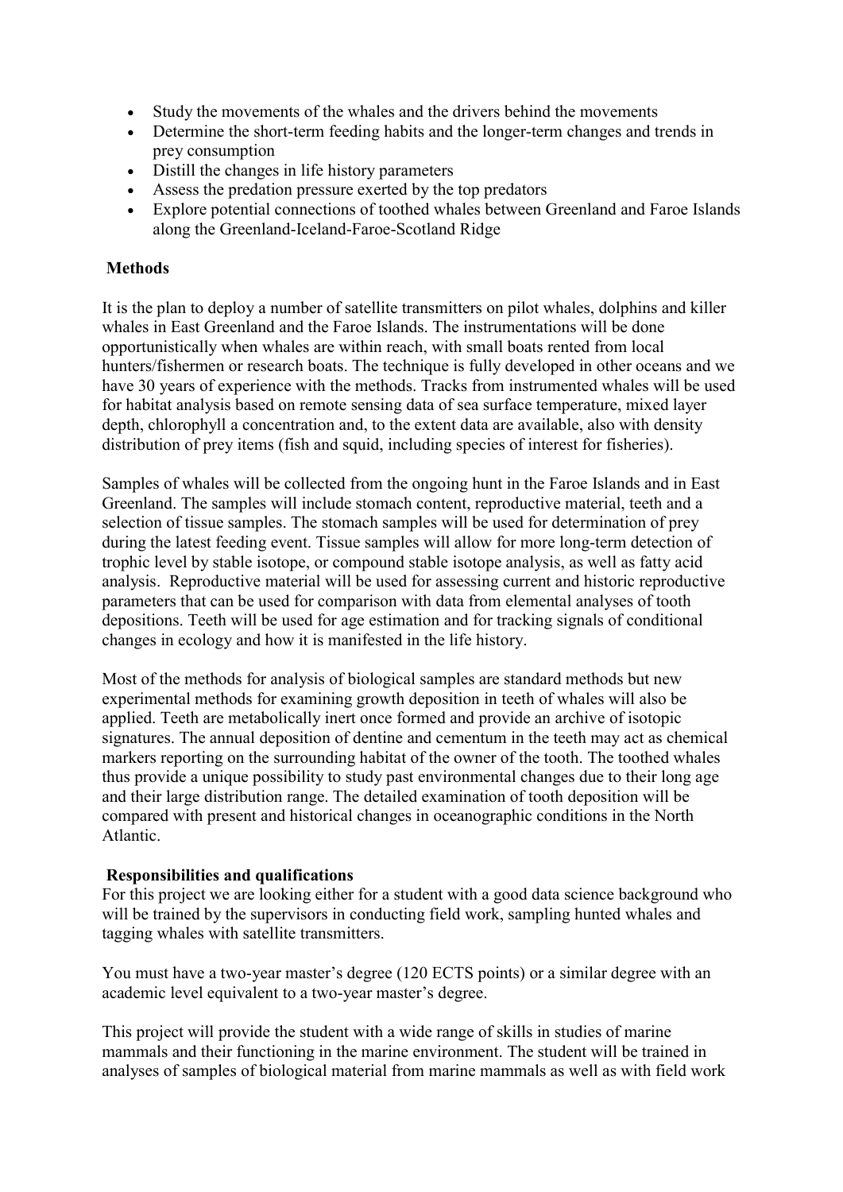- Study the movements of the whales and the drivers behind the movements
- Determine the short-term feeding habits and the longer-term changes and trends in prey consumption
- Distill the changes in life history parameters
- Assess the predation pressure exerted by the top predators
- Explore potential connections of toothed whales between Greenland and Faroe Islands along the Greenland-Iceland-Faroe-Scotland Ridge

**Methods**

It is the plan to deploy a number of satellite transmitters on pilot whales, dolphins and killer whales in East Greenland and the Faroe Islands. The instrumentations will be done opportunistically when whales are within reach, with small boats rented from local hunters/fishermen or research boats. The technique is fully developed in other oceans and we have 30 years of experience with the methods. Tracks from instrumented whales will be used for habitat analysis based on remote sensing data of sea surface temperature, mixed layer depth, chlorophyll a concentration and, to the extent data are available, also with density distribution of prey items (fish and squid, including species of interest for fisheries).

Samples of whales will be collected from the ongoing hunt in the Faroe Islands and in East Greenland. The samples will include stomach content, reproductive material, teeth and a selection of tissue samples. The stomach samples will be used for determination of prey during the latest feeding event. Tissue samples will allow for more long-term detection of trophic level by stable isotope, or compound stable isotope analysis, as well as fatty acid analysis. Reproductive material will be used for assessing current and historic reproductive parameters that can be used for comparison with data from elemental analyses of tooth depositions. Teeth will be used for age estimation and for tracking signals of conditional changes in ecology and how it is manifested in the life history.

Most of the methods for analysis of biological samples are standard methods but new experimental methods for examining growth deposition in teeth of whales will also be applied. Teeth are metabolically inert once formed and provide an archive of isotopic signatures. The annual deposition of dentine and cementum in the teeth may act as chemical markers reporting on the surrounding habitat of the owner of the tooth. The toothed whales thus provide a unique possibility to study past environmental changes due to their long age and their large distribution range. The detailed examination of tooth deposition will be compared with present and historical changes in oceanographic conditions in the North Atlantic.

**Responsibilities and qualifications**

For this project we are looking either for a student with a good data science background who will be trained by the supervisors in conducting field work, sampling hunted whales and tagging whales with satellite transmitters.

You must have a two-year master's degree (120 ECTS points) or a similar degree with an academic level equivalent to a two-year master's degree.

This project will provide the student with a wide range of skills in studies of marine mammals and their functioning in the marine environment. The student will be trained in analyses of samples of biological material from marine mammals as well as with field work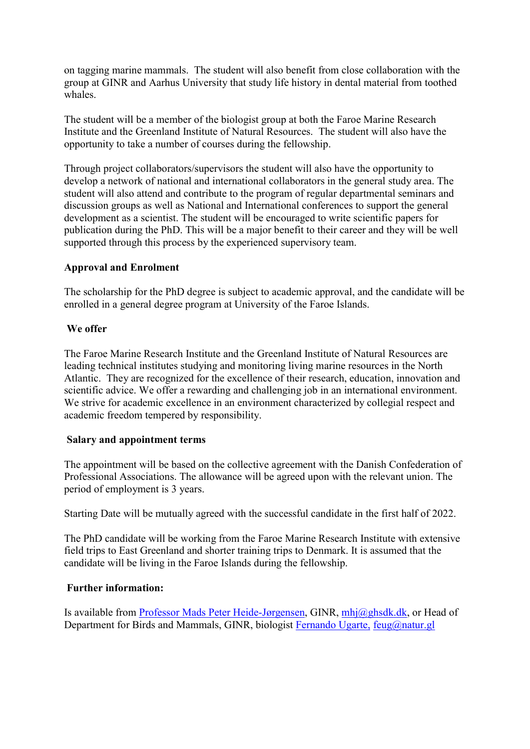on tagging marine mammals. The student will also benefit from close collaboration with the group at GINR and Aarhus University that study life history in dental material from toothed whales.

The student will be a member of the biologist group at both the Faroe Marine Research Institute and the Greenland Institute of Natural Resources. The student will also have the opportunity to take a number of courses during the fellowship.

Through project collaborators/supervisors the student will also have the opportunity to develop a network of national and international collaborators in the general study area. The student will also attend and contribute to the program of regular departmental seminars and discussion groups as well as National and International conferences to support the general development as a scientist. The student will be encouraged to write scientific papers for publication during the PhD. This will be a major benefit to their career and they will be well supported through this process by the experienced supervisory team.

**Approval and Enrolment**

The scholarship for the PhD degree is subject to academic approval, and the candidate will be enrolled in a general degree program at University of the Faroe Islands.

**We offer**

The Faroe Marine Research Institute and the Greenland Institute of Natural Resources are leading technical institutes studying and monitoring living marine resources in the North Atlantic. They are recognized for the excellence of their research, education, innovation and scientific advice. We offer a rewarding and challenging job in an international environment. We strive for academic excellence in an environment characterized by collegial respect and academic freedom tempered by responsibility.

**Salary and appointment terms**

The appointment will be based on the collective agreement with the Danish Confederation of Professional Associations. The allowance will be agreed upon with the relevant union. The period of employment is 3 years.

Starting Date will be mutually agreed with the successful candidate in the first half of 2022.

The PhD candidate will be working from the Faroe Marine Research Institute with extensive field trips to East Greenland and shorter training trips to Denmark. It is assumed that the candidate will be living in the Faroe Islands during the fellowship.

**Further information:**

Is available from [Professor Mads Peter Heide-Jørgensen](), GINR, [mhj@ghsdk.dk](mailto:mhj@ghsdk.dk), or Head of Department for Birds and Mammals, GINR, biologist [Fernando Ugarte,]() [feug@natur.gl](mailto:feug@natur.gl)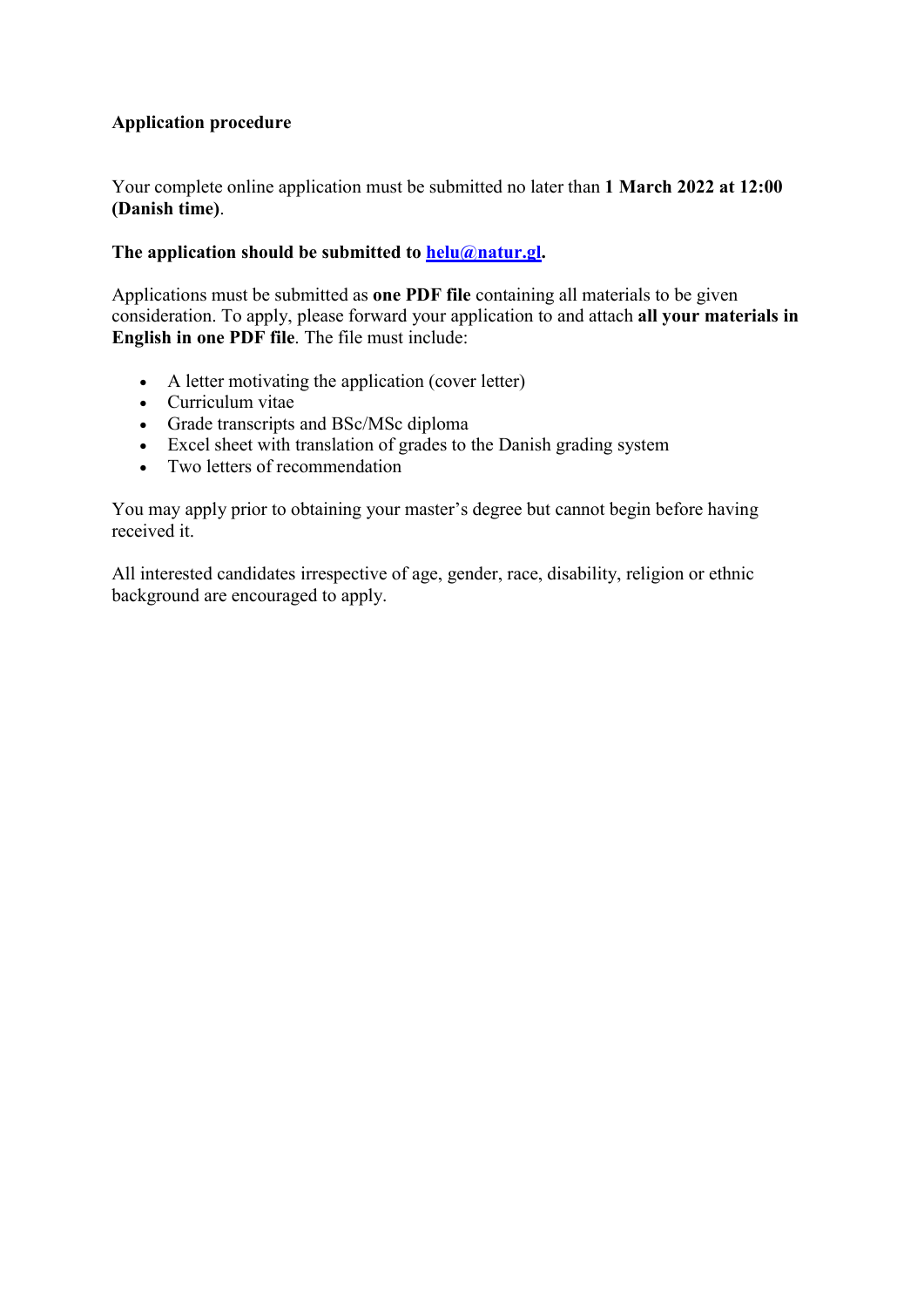**Application procedure**

Your complete online application must be submitted no later than **1 March 2022 at 12:00 (Danish time)**.

**The application should be submitted to helu@natur.gl.**

Applications must be submitted as **one PDF file** containing all materials to be given consideration. To apply, please forward your application to and attach **all your materials in English in one PDF file**. The file must include:

- A letter motivating the application (cover letter)
- Curriculum vitae
- Grade transcripts and BSc/MSc diploma
- Excel sheet with translation of grades to the Danish grading system
- Two letters of recommendation

You may apply prior to obtaining your master's degree but cannot begin before having received it.

All interested candidates irrespective of age, gender, race, disability, religion or ethnic background are encouraged to apply.